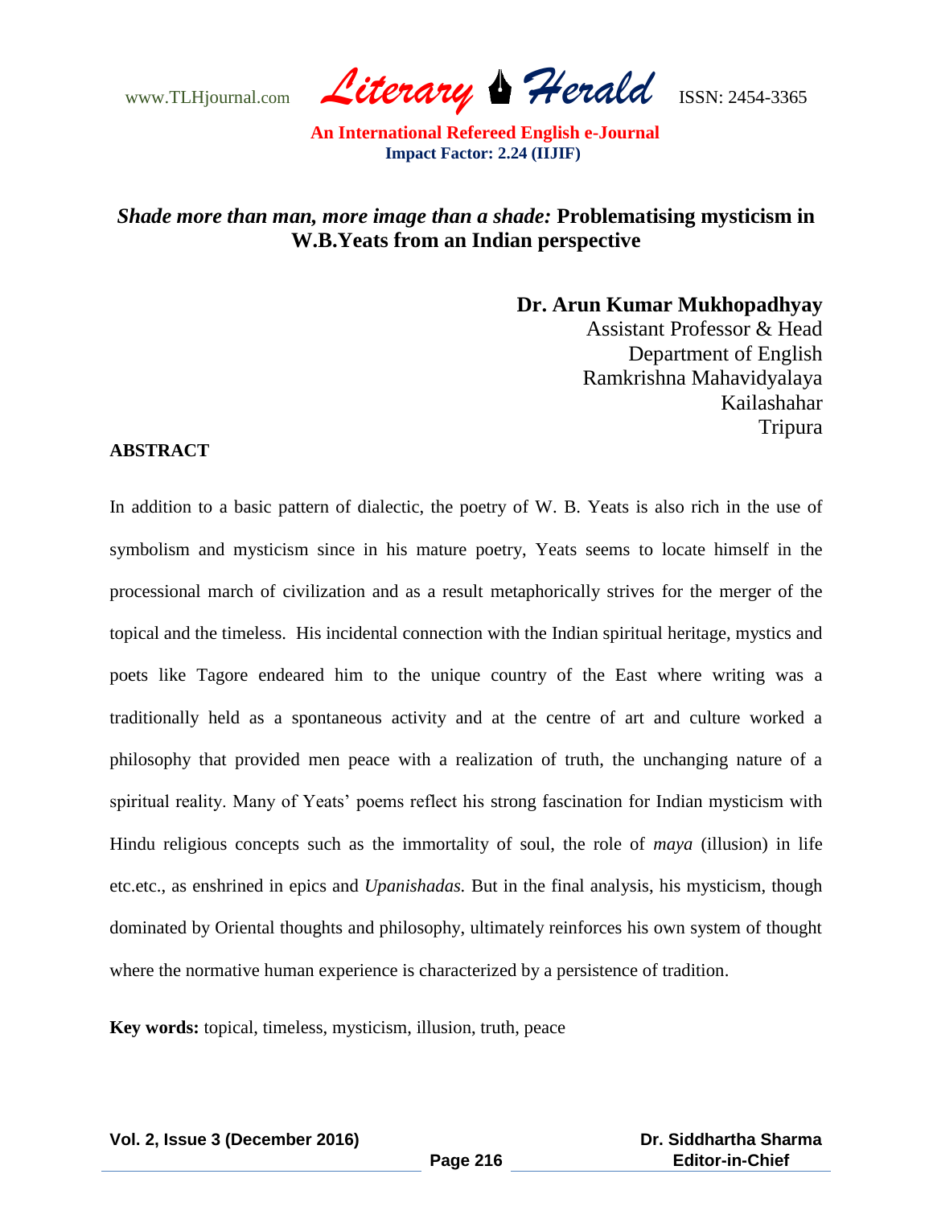# *Shade more than man, more image than a shade:* Problematising mysticism in W.B.Yeats from an Indian perspective

**Dr. Arun Kumar Mukhopadhyay**
Assistant Professor & Head
Department of English
Ramkrishna Mahavidyalaya
Kailashahar
Tripura

## ABSTRACT

In addition to a basic pattern of dialectic, the poetry of W. B. Yeats is also rich in the use of symbolism and mysticism since in his mature poetry, Yeats seems to locate himself in the processional march of civilization and as a result metaphorically strives for the merger of the topical and the timeless. His incidental connection with the Indian spiritual heritage, mystics and poets like Tagore endeared him to the unique country of the East where writing was a traditionally held as a spontaneous activity and at the centre of art and culture worked a philosophy that provided men peace with a realization of truth, the unchanging nature of a spiritual reality. Many of Yeats' poems reflect his strong fascination for Indian mysticism with Hindu religious concepts such as the immortality of soul, the role of *maya* (illusion) in life etc.etc., as enshrined in epics and *Upanishadas.* But in the final analysis, his mysticism, though dominated by Oriental thoughts and philosophy, ultimately reinforces his own system of thought where the normative human experience is characterized by a persistence of tradition.

**Key words:** topical, timeless, mysticism, illusion, truth, peace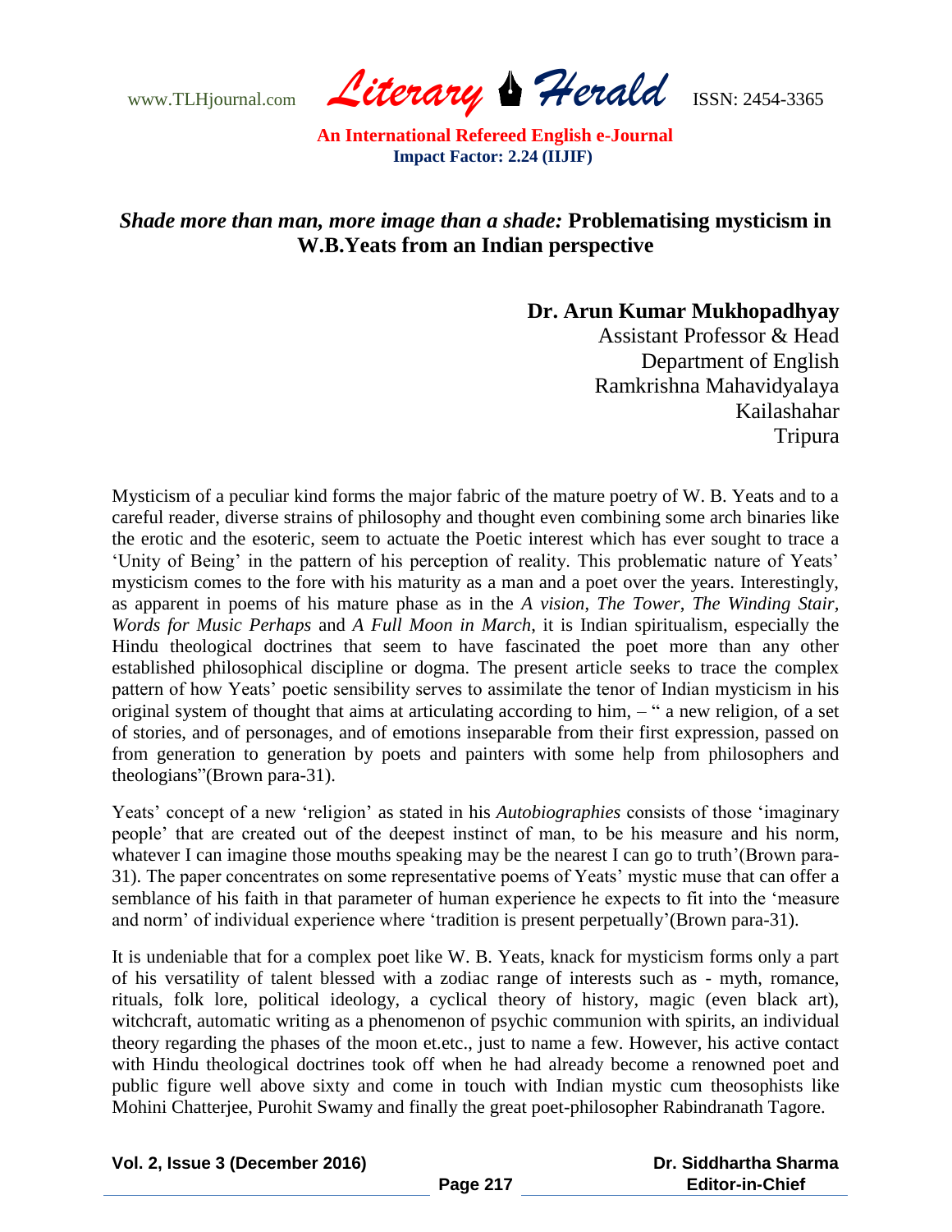## *Shade more than man, more image than a shade:* Problematising mysticism in W.B.Yeats from an Indian perspective

**Dr. Arun Kumar Mukhopadhyay**
Assistant Professor & Head
Department of English
Ramkrishna Mahavidyalaya
Kailashahar
Tripura

Mysticism of a peculiar kind forms the major fabric of the mature poetry of W. B. Yeats and to a careful reader, diverse strains of philosophy and thought even combining some arch binaries like the erotic and the esoteric, seem to actuate the Poetic interest which has ever sought to trace a 'Unity of Being' in the pattern of his perception of reality. This problematic nature of Yeats' mysticism comes to the fore with his maturity as a man and a poet over the years. Interestingly, as apparent in poems of his mature phase as in the *A vision*, *The Tower*, *The Winding Stair, Words for Music Perhaps* and *A Full Moon in March*, it is Indian spiritualism, especially the Hindu theological doctrines that seem to have fascinated the poet more than any other established philosophical discipline or dogma. The present article seeks to trace the complex pattern of how Yeats' poetic sensibility serves to assimilate the tenor of Indian mysticism in his original system of thought that aims at articulating according to him, – " a new religion, of a set of stories, and of personages, and of emotions inseparable from their first expression, passed on from generation to generation by poets and painters with some help from philosophers and theologians"(Brown para-31).

Yeats' concept of a new 'religion' as stated in his *Autobiographies* consists of those 'imaginary people' that are created out of the deepest instinct of man, to be his measure and his norm, whatever I can imagine those mouths speaking may be the nearest I can go to truth'(Brown para-31). The paper concentrates on some representative poems of Yeats' mystic muse that can offer a semblance of his faith in that parameter of human experience he expects to fit into the 'measure and norm' of individual experience where 'tradition is present perpetually'(Brown para-31).

It is undeniable that for a complex poet like W. B. Yeats, knack for mysticism forms only a part of his versatility of talent blessed with a zodiac range of interests such as - myth, romance, rituals, folk lore, political ideology, a cyclical theory of history, magic (even black art), witchcraft, automatic writing as a phenomenon of psychic communion with spirits, an individual theory regarding the phases of the moon et.etc., just to name a few. However, his active contact with Hindu theological doctrines took off when he had already become a renowned poet and public figure well above sixty and come in touch with Indian mystic cum theosophists like Mohini Chatterjee, Purohit Swamy and finally the great poet-philosopher Rabindranath Tagore.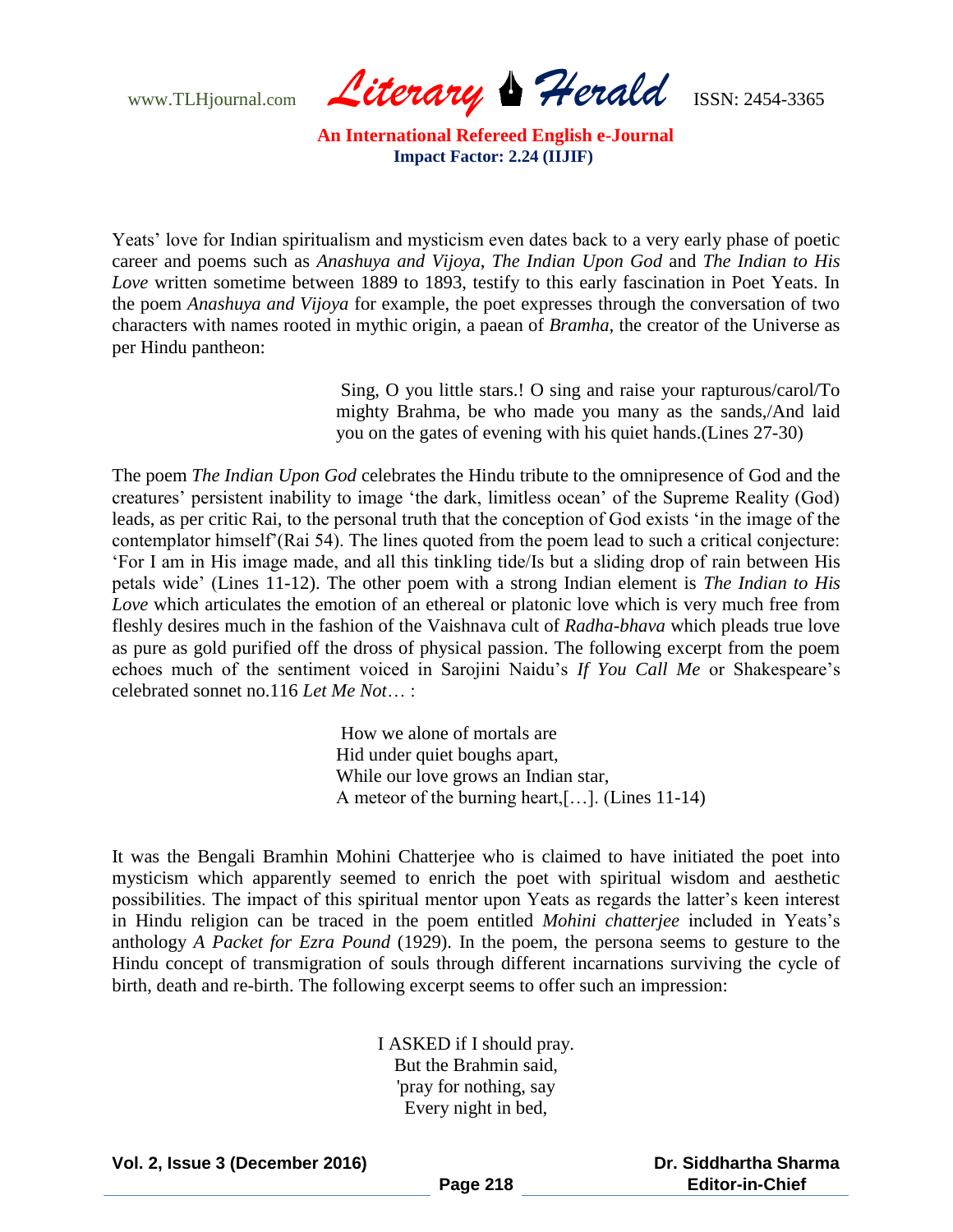Yeats' love for Indian spiritualism and mysticism even dates back to a very early phase of poetic career and poems such as *Anashuya and Vijoya*, *The Indian Upon God* and *The Indian to His Love* written sometime between 1889 to 1893, testify to this early fascination in Poet Yeats. In the poem *Anashuya and Vijoya* for example, the poet expresses through the conversation of two characters with names rooted in mythic origin, a paean of *Bramha*, the creator of the Universe as per Hindu pantheon:

> Sing, O you little stars.! O sing and raise your rapturous/carol/To mighty Brahma, be who made you many as the sands,/And laid you on the gates of evening with his quiet hands.(Lines 27-30)

The poem *The Indian Upon God* celebrates the Hindu tribute to the omnipresence of God and the creatures' persistent inability to image 'the dark, limitless ocean' of the Supreme Reality (God) leads, as per critic Rai, to the personal truth that the conception of God exists 'in the image of the contemplator himself'(Rai 54). The lines quoted from the poem lead to such a critical conjecture: 'For I am in His image made, and all this tinkling tide/Is but a sliding drop of rain between His petals wide' (Lines 11-12). The other poem with a strong Indian element is *The Indian to His Love* which articulates the emotion of an ethereal or platonic love which is very much free from fleshly desires much in the fashion of the Vaishnava cult of *Radha-bhava* which pleads true love as pure as gold purified off the dross of physical passion. The following excerpt from the poem echoes much of the sentiment voiced in Sarojini Naidu's *If You Call Me* or Shakespeare's celebrated sonnet no.116 *Let Me Not*… :

> How we alone of mortals are  
> Hid under quiet boughs apart,  
> While our love grows an Indian star,  
> A meteor of the burning heart,[…]. (Lines 11-14)

It was the Bengali Bramhin Mohini Chatterjee who is claimed to have initiated the poet into mysticism which apparently seemed to enrich the poet with spiritual wisdom and aesthetic possibilities. The impact of this spiritual mentor upon Yeats as regards the latter's keen interest in Hindu religion can be traced in the poem entitled *Mohini chatterjee* included in Yeats's anthology *A Packet for Ezra Pound* (1929). In the poem, the persona seems to gesture to the Hindu concept of transmigration of souls through different incarnations surviving the cycle of birth, death and re-birth. The following excerpt seems to offer such an impression:

> I ASKED if I should pray.  
> But the Brahmin said,  
> 'pray for nothing, say  
> Every night in bed,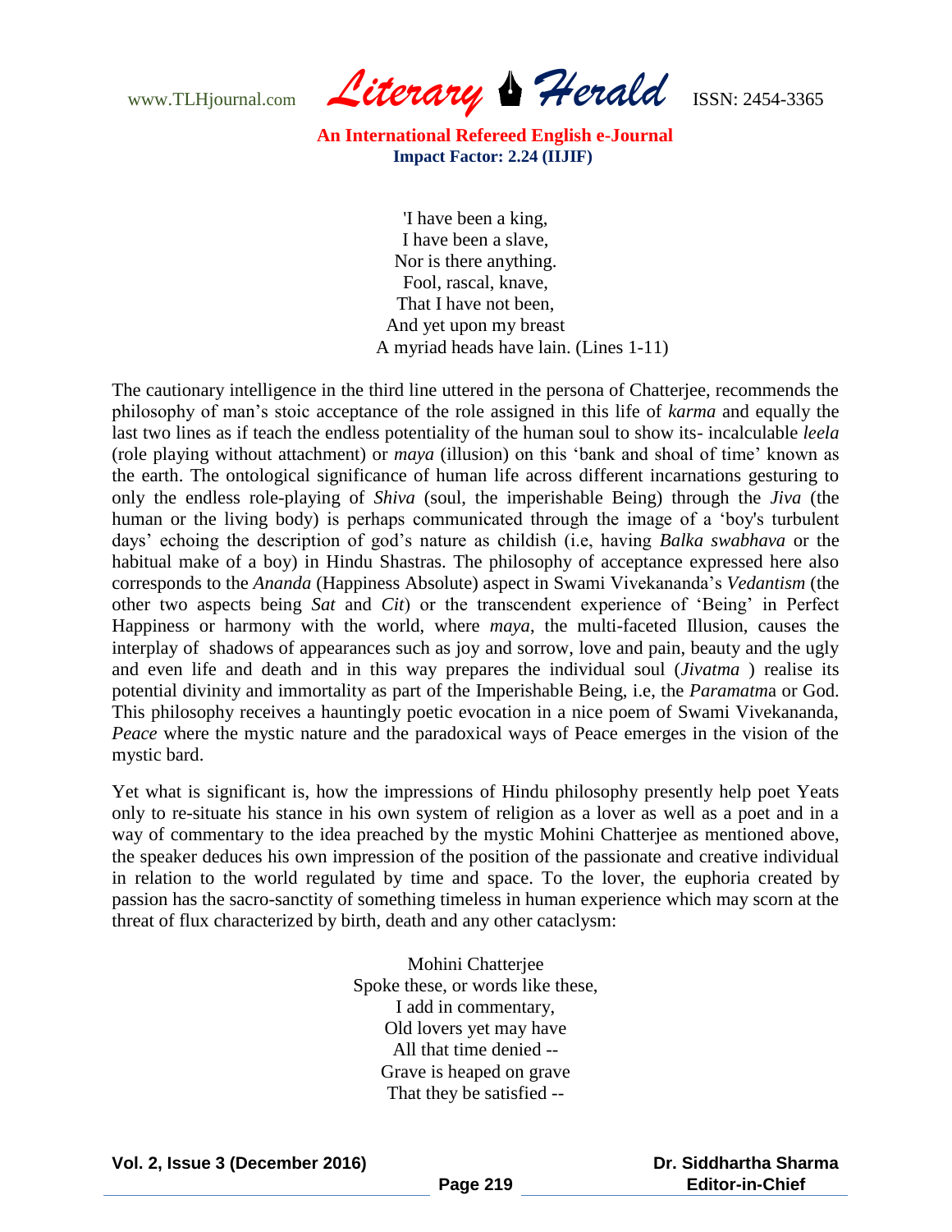'I have been a king,  
I have been a slave,  
Nor is there anything.  
Fool, rascal, knave,  
That I have not been,  
And yet upon my breast  
A myriad heads have lain. (Lines 1-11)

The cautionary intelligence in the third line uttered in the persona of Chatterjee, recommends the philosophy of man's stoic acceptance of the role assigned in this life of *karma* and equally the last two lines as if teach the endless potentiality of the human soul to show its- incalculable *leela* (role playing without attachment) or *maya* (illusion) on this 'bank and shoal of time' known as the earth. The ontological significance of human life across different incarnations gesturing to only the endless role-playing of *Shiva* (soul, the imperishable Being) through the *Jiva* (the human or the living body) is perhaps communicated through the image of a 'boy's turbulent days' echoing the description of god's nature as childish (i.e, having *Balka swabhava* or the habitual make of a boy) in Hindu Shastras. The philosophy of acceptance expressed here also corresponds to the *Ananda* (Happiness Absolute) aspect in Swami Vivekananda's *Vedantism* (the other two aspects being *Sat* and *Cit*) or the transcendent experience of 'Being' in Perfect Happiness or harmony with the world, where *maya*, the multi-faceted Illusion, causes the interplay of shadows of appearances such as joy and sorrow, love and pain, beauty and the ugly and even life and death and in this way prepares the individual soul (*Jivatma* ) realise its potential divinity and immortality as part of the Imperishable Being, i.e, the *Paramatm*a or God. This philosophy receives a hauntingly poetic evocation in a nice poem of Swami Vivekananda, *Peace* where the mystic nature and the paradoxical ways of Peace emerges in the vision of the mystic bard.

Yet what is significant is, how the impressions of Hindu philosophy presently help poet Yeats only to re-situate his stance in his own system of religion as a lover as well as a poet and in a way of commentary to the idea preached by the mystic Mohini Chatterjee as mentioned above, the speaker deduces his own impression of the position of the passionate and creative individual in relation to the world regulated by time and space. To the lover, the euphoria created by passion has the sacro-sanctity of something timeless in human experience which may scorn at the threat of flux characterized by birth, death and any other cataclysm:

Mohini Chatterjee  
Spoke these, or words like these,  
I add in commentary,  
Old lovers yet may have  
All that time denied --  
Grave is heaped on grave  
That they be satisfied --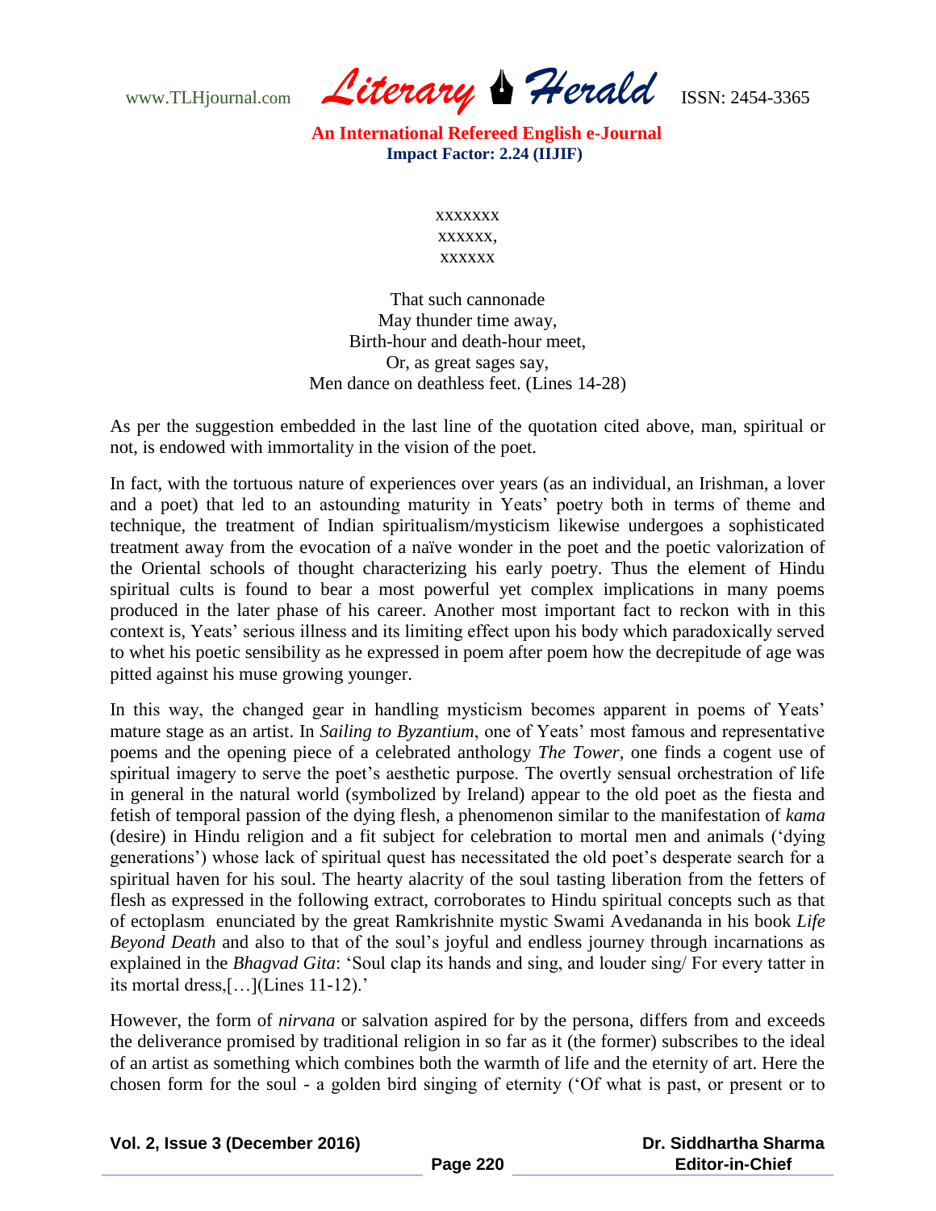xxxxxxx
xxxxxx,
xxxxxx

That such cannonade
May thunder time away,
Birth-hour and death-hour meet,
Or, as great sages say,
Men dance on deathless feet. (Lines 14-28)

As per the suggestion embedded in the last line of the quotation cited above, man, spiritual or not, is endowed with immortality in the vision of the poet.

In fact, with the tortuous nature of experiences over years (as an individual, an Irishman, a lover and a poet) that led to an astounding maturity in Yeats' poetry both in terms of theme and technique, the treatment of Indian spiritualism/mysticism likewise undergoes a sophisticated treatment away from the evocation of a naïve wonder in the poet and the poetic valorization of the Oriental schools of thought characterizing his early poetry. Thus the element of Hindu spiritual cults is found to bear a most powerful yet complex implications in many poems produced in the later phase of his career. Another most important fact to reckon with in this context is, Yeats' serious illness and its limiting effect upon his body which paradoxically served to whet his poetic sensibility as he expressed in poem after poem how the decrepitude of age was pitted against his muse growing younger.

In this way, the changed gear in handling mysticism becomes apparent in poems of Yeats' mature stage as an artist. In *Sailing to Byzantium*, one of Yeats' most famous and representative poems and the opening piece of a celebrated anthology *The Tower*, one finds a cogent use of spiritual imagery to serve the poet's aesthetic purpose. The overtly sensual orchestration of life in general in the natural world (symbolized by Ireland) appear to the old poet as the fiesta and fetish of temporal passion of the dying flesh, a phenomenon similar to the manifestation of *kama* (desire) in Hindu religion and a fit subject for celebration to mortal men and animals ('dying generations') whose lack of spiritual quest has necessitated the old poet's desperate search for a spiritual haven for his soul. The hearty alacrity of the soul tasting liberation from the fetters of flesh as expressed in the following extract, corroborates to Hindu spiritual concepts such as that of ectoplasm enunciated by the great Ramkrishnite mystic Swami Avedananda in his book *Life Beyond Death* and also to that of the soul's joyful and endless journey through incarnations as explained in the *Bhagvad Gita*: 'Soul clap its hands and sing, and louder sing/ For every tatter in its mortal dress,[…](Lines 11-12).'

However, the form of *nirvana* or salvation aspired for by the persona, differs from and exceeds the deliverance promised by traditional religion in so far as it (the former) subscribes to the ideal of an artist as something which combines both the warmth of life and the eternity of art. Here the chosen form for the soul - a golden bird singing of eternity ('Of what is past, or present or to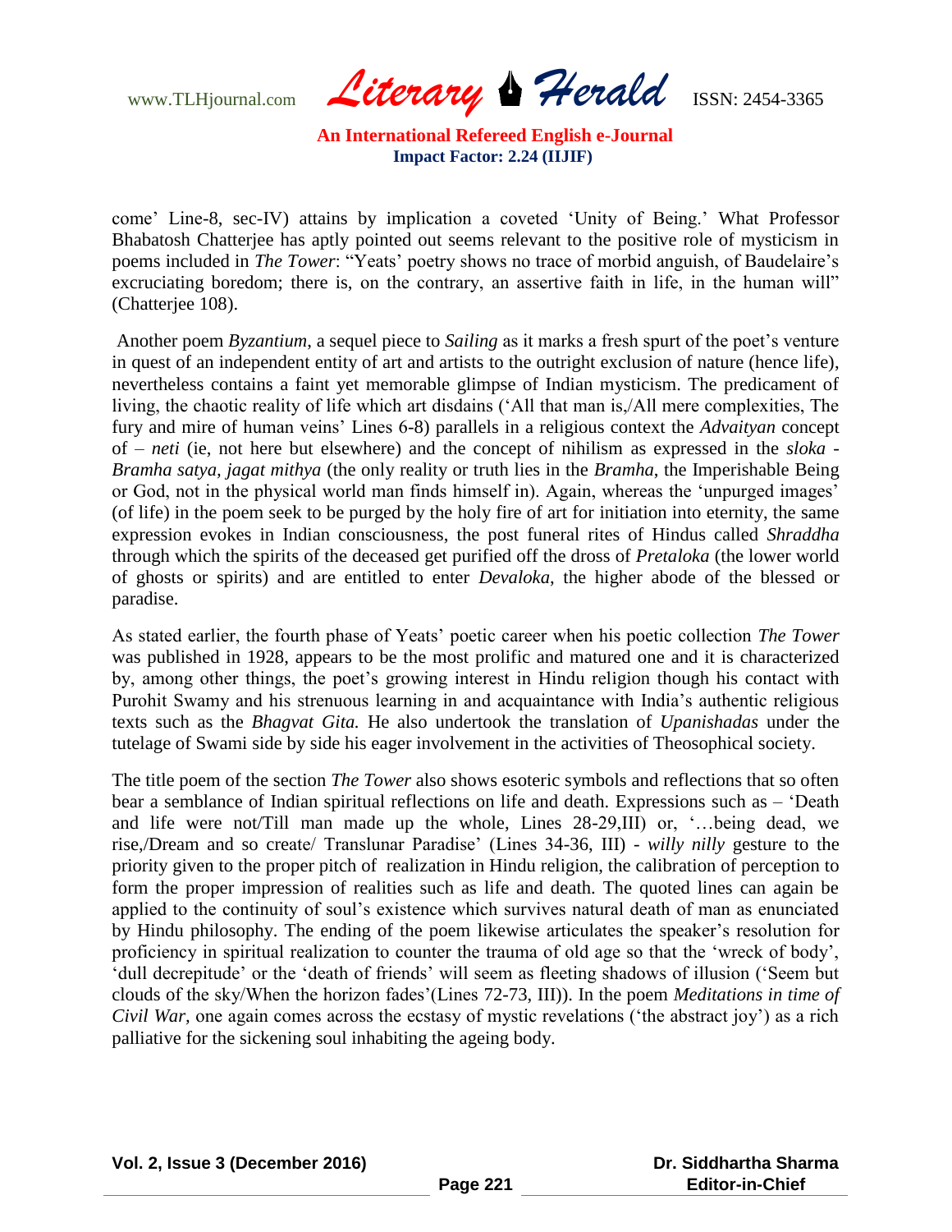come' Line-8, sec-IV) attains by implication a coveted 'Unity of Being.' What Professor Bhabatosh Chatterjee has aptly pointed out seems relevant to the positive role of mysticism in poems included in *The Tower*: "Yeats' poetry shows no trace of morbid anguish, of Baudelaire's excruciating boredom; there is, on the contrary, an assertive faith in life, in the human will" (Chatterjee 108).

Another poem *Byzantium*, a sequel piece to *Sailing* as it marks a fresh spurt of the poet's venture in quest of an independent entity of art and artists to the outright exclusion of nature (hence life), nevertheless contains a faint yet memorable glimpse of Indian mysticism. The predicament of living, the chaotic reality of life which art disdains ('All that man is,/All mere complexities, The fury and mire of human veins' Lines 6-8) parallels in a religious context the *Advaityan* concept of – *neti* (ie, not here but elsewhere) and the concept of nihilism as expressed in the *sloka* - *Bramha satya, jagat mithya* (the only reality or truth lies in the *Bramha*, the Imperishable Being or God, not in the physical world man finds himself in). Again, whereas the 'unpurged images' (of life) in the poem seek to be purged by the holy fire of art for initiation into eternity, the same expression evokes in Indian consciousness, the post funeral rites of Hindus called *Shraddha* through which the spirits of the deceased get purified off the dross of *Pretaloka* (the lower world of ghosts or spirits) and are entitled to enter *Devaloka*, the higher abode of the blessed or paradise.

As stated earlier, the fourth phase of Yeats' poetic career when his poetic collection *The Tower* was published in 1928, appears to be the most prolific and matured one and it is characterized by, among other things, the poet's growing interest in Hindu religion though his contact with Purohit Swamy and his strenuous learning in and acquaintance with India's authentic religious texts such as the *Bhagvat Gita.* He also undertook the translation of *Upanishadas* under the tutelage of Swami side by side his eager involvement in the activities of Theosophical society.

The title poem of the section *The Tower* also shows esoteric symbols and reflections that so often bear a semblance of Indian spiritual reflections on life and death. Expressions such as – 'Death and life were not/Till man made up the whole, Lines 28-29,III) or, '…being dead, we rise,/Dream and so create/ Translunar Paradise' (Lines 34-36, III) - *willy nilly* gesture to the priority given to the proper pitch of realization in Hindu religion, the calibration of perception to form the proper impression of realities such as life and death. The quoted lines can again be applied to the continuity of soul's existence which survives natural death of man as enunciated by Hindu philosophy. The ending of the poem likewise articulates the speaker's resolution for proficiency in spiritual realization to counter the trauma of old age so that the 'wreck of body', 'dull decrepitude' or the 'death of friends' will seem as fleeting shadows of illusion ('Seem but clouds of the sky/When the horizon fades'(Lines 72-73, III)). In the poem *Meditations in time of Civil War,* one again comes across the ecstasy of mystic revelations ('the abstract joy') as a rich palliative for the sickening soul inhabiting the ageing body.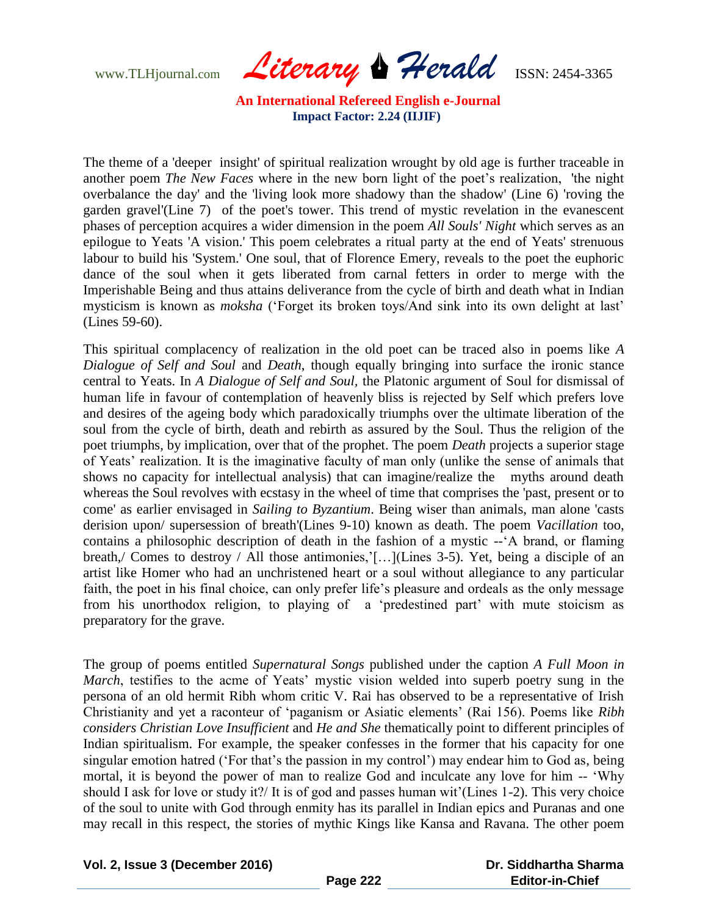The theme of a 'deeper insight' of spiritual realization wrought by old age is further traceable in another poem *The New Faces* where in the new born light of the poet's realization, 'the night overbalance the day' and the 'living look more shadowy than the shadow' (Line 6) 'roving the garden gravel'(Line 7) of the poet's tower. This trend of mystic revelation in the evanescent phases of perception acquires a wider dimension in the poem *All Souls' Night* which serves as an epilogue to Yeats 'A vision.' This poem celebrates a ritual party at the end of Yeats' strenuous labour to build his 'System.' One soul, that of Florence Emery, reveals to the poet the euphoric dance of the soul when it gets liberated from carnal fetters in order to merge with the Imperishable Being and thus attains deliverance from the cycle of birth and death what in Indian mysticism is known as *moksha* ('Forget its broken toys/And sink into its own delight at last' (Lines 59-60).

This spiritual complacency of realization in the old poet can be traced also in poems like *A Dialogue of Self and Soul* and *Death,* though equally bringing into surface the ironic stance central to Yeats. In *A Dialogue of Self and Soul,* the Platonic argument of Soul for dismissal of human life in favour of contemplation of heavenly bliss is rejected by Self which prefers love and desires of the ageing body which paradoxically triumphs over the ultimate liberation of the soul from the cycle of birth, death and rebirth as assured by the Soul. Thus the religion of the poet triumphs, by implication, over that of the prophet. The poem *Death* projects a superior stage of Yeats' realization. It is the imaginative faculty of man only (unlike the sense of animals that shows no capacity for intellectual analysis) that can imagine/realize the myths around death whereas the Soul revolves with ecstasy in the wheel of time that comprises the 'past, present or to come' as earlier envisaged in *Sailing to Byzantium*. Being wiser than animals, man alone 'casts derision upon/ supersession of breath'(Lines 9-10) known as death. The poem *Vacillation* too, contains a philosophic description of death in the fashion of a mystic --'A brand, or flaming breath,/ Comes to destroy / All those antimonies,'[…](Lines 3-5). Yet, being a disciple of an artist like Homer who had an unchristened heart or a soul without allegiance to any particular faith, the poet in his final choice, can only prefer life's pleasure and ordeals as the only message from his unorthodox religion, to playing of a 'predestined part' with mute stoicism as preparatory for the grave.

The group of poems entitled *Supernatural Songs* published under the caption *A Full Moon in March*, testifies to the acme of Yeats' mystic vision welded into superb poetry sung in the persona of an old hermit Ribh whom critic V. Rai has observed to be a representative of Irish Christianity and yet a raconteur of 'paganism or Asiatic elements' (Rai 156). Poems like *Ribh considers Christian Love Insufficient* and *He and She* thematically point to different principles of Indian spiritualism. For example, the speaker confesses in the former that his capacity for one singular emotion hatred ('For that's the passion in my control') may endear him to God as, being mortal, it is beyond the power of man to realize God and inculcate any love for him -- 'Why should I ask for love or study it?/ It is of god and passes human wit'(Lines 1-2). This very choice of the soul to unite with God through enmity has its parallel in Indian epics and Puranas and one may recall in this respect, the stories of mythic Kings like Kansa and Ravana. The other poem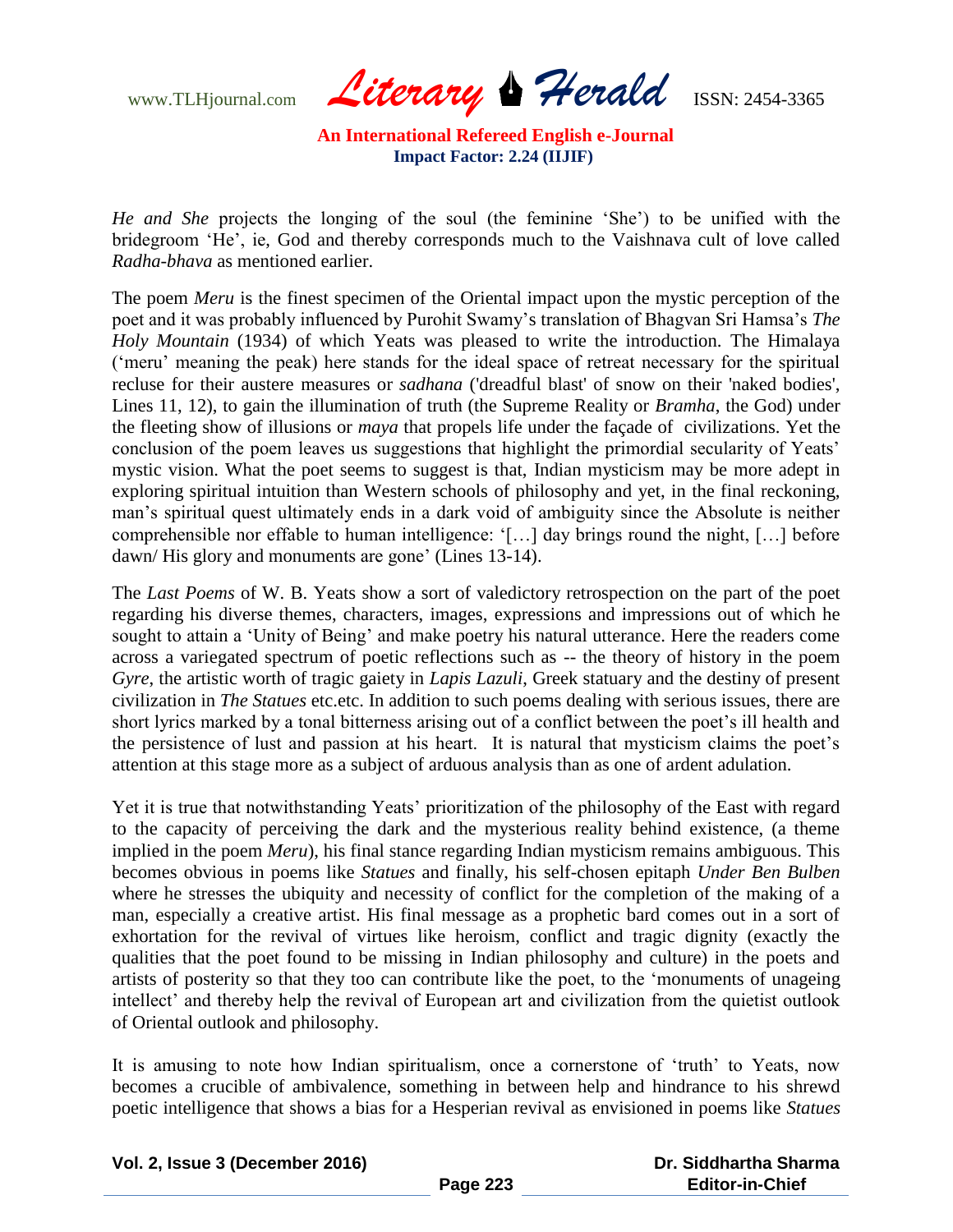*He and She* projects the longing of the soul (the feminine 'She') to be unified with the bridegroom 'He', ie, God and thereby corresponds much to the Vaishnava cult of love called *Radha-bhava* as mentioned earlier.

The poem *Meru* is the finest specimen of the Oriental impact upon the mystic perception of the poet and it was probably influenced by Purohit Swamy's translation of Bhagvan Sri Hamsa's *The Holy Mountain* (1934) of which Yeats was pleased to write the introduction. The Himalaya ('meru' meaning the peak) here stands for the ideal space of retreat necessary for the spiritual recluse for their austere measures or *sadhana* ('dreadful blast' of snow on their 'naked bodies', Lines 11, 12), to gain the illumination of truth (the Supreme Reality or *Bramha*, the God) under the fleeting show of illusions or *maya* that propels life under the façade of civilizations. Yet the conclusion of the poem leaves us suggestions that highlight the primordial secularity of Yeats' mystic vision. What the poet seems to suggest is that, Indian mysticism may be more adept in exploring spiritual intuition than Western schools of philosophy and yet, in the final reckoning, man's spiritual quest ultimately ends in a dark void of ambiguity since the Absolute is neither comprehensible nor effable to human intelligence: '[…] day brings round the night, […] before dawn/ His glory and monuments are gone' (Lines 13-14).

The *Last Poems* of W. B. Yeats show a sort of valedictory retrospection on the part of the poet regarding his diverse themes, characters, images, expressions and impressions out of which he sought to attain a 'Unity of Being' and make poetry his natural utterance. Here the readers come across a variegated spectrum of poetic reflections such as -- the theory of history in the poem *Gyre*, the artistic worth of tragic gaiety in *Lapis Lazuli*, Greek statuary and the destiny of present civilization in *The Statues* etc.etc. In addition to such poems dealing with serious issues, there are short lyrics marked by a tonal bitterness arising out of a conflict between the poet's ill health and the persistence of lust and passion at his heart. It is natural that mysticism claims the poet's attention at this stage more as a subject of arduous analysis than as one of ardent adulation.

Yet it is true that notwithstanding Yeats' prioritization of the philosophy of the East with regard to the capacity of perceiving the dark and the mysterious reality behind existence, (a theme implied in the poem *Meru*), his final stance regarding Indian mysticism remains ambiguous. This becomes obvious in poems like *Statues* and finally, his self-chosen epitaph *Under Ben Bulben* where he stresses the ubiquity and necessity of conflict for the completion of the making of a man, especially a creative artist. His final message as a prophetic bard comes out in a sort of exhortation for the revival of virtues like heroism, conflict and tragic dignity (exactly the qualities that the poet found to be missing in Indian philosophy and culture) in the poets and artists of posterity so that they too can contribute like the poet, to the 'monuments of unageing intellect' and thereby help the revival of European art and civilization from the quietist outlook of Oriental outlook and philosophy.

It is amusing to note how Indian spiritualism, once a cornerstone of 'truth' to Yeats, now becomes a crucible of ambivalence, something in between help and hindrance to his shrewd poetic intelligence that shows a bias for a Hesperian revival as envisioned in poems like *Statues*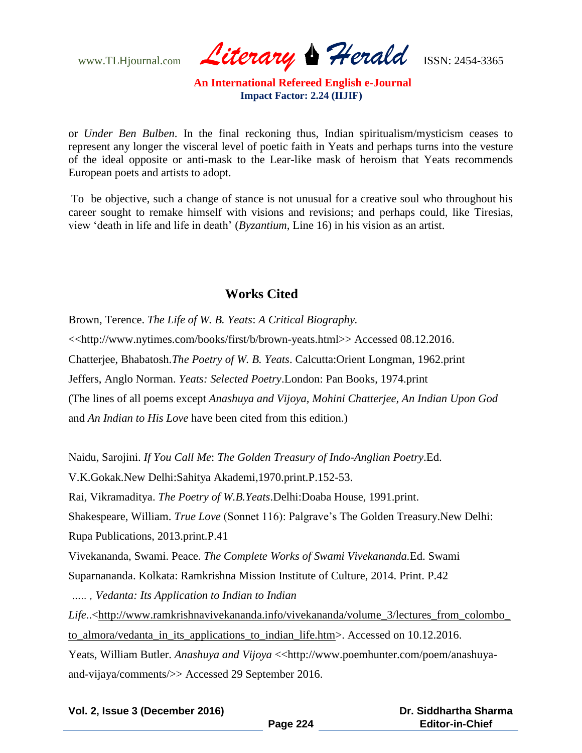or *Under Ben Bulben*. In the final reckoning thus, Indian spiritualism/mysticism ceases to represent any longer the visceral level of poetic faith in Yeats and perhaps turns into the vesture of the ideal opposite or anti-mask to the Lear-like mask of heroism that Yeats recommends European poets and artists to adopt.

To be objective, such a change of stance is not unusual for a creative soul who throughout his career sought to remake himself with visions and revisions; and perhaps could, like Tiresias, view 'death in life and life in death' (*Byzantium*, Line 16) in his vision as an artist.

## Works Cited

Brown, Terence. *The Life of W. B. Yeats*: *A Critical Biography.* <<http://www.nytimes.com/books/first/b/brown-yeats.html>> Accessed 08.12.2016.

Chatterjee, Bhabatosh.*The Poetry of W. B. Yeats*. Calcutta:Orient Longman, 1962.print

Jeffers, Anglo Norman. *Yeats: Selected Poetry*.London: Pan Books, 1974.print

(The lines of all poems except *Anashuya and Vijoya, Mohini Chatterjee, An Indian Upon God* and *An Indian to His Love* have been cited from this edition.)

Naidu, Sarojini. *If You Call Me*: *The Golden Treasury of Indo-Anglian Poetry*.Ed. V.K.Gokak.New Delhi:Sahitya Akademi,1970.print.P.152-53.

Rai, Vikramaditya. *The Poetry of W.B.Yeats*.Delhi:Doaba House, 1991.print.

Shakespeare, William. *True Love* (Sonnet 116): Palgrave's The Golden Treasury.New Delhi: Rupa Publications, 2013.print.P.41

Vivekananda, Swami. Peace. *The Complete Works of Swami Vivekananda.*Ed. Swami Suparnananda. Kolkata: Ramkrishna Mission Institute of Culture, 2014. Print. P.42

*..... , Vedanta: Its Application to Indian to Indian Life*..<http://www.ramkrishnavivekananda.info/vivekananda/volume_3/lectures_from_colombo_to_almora/vedanta_in_its_applications_to_indian_life.htm>. Accessed on 10.12.2016.

Yeats, William Butler. *Anashuya and Vijoya* <<http://www.poemhunter.com/poem/anashuya-and-vijaya/comments/>> Accessed 29 September 2016.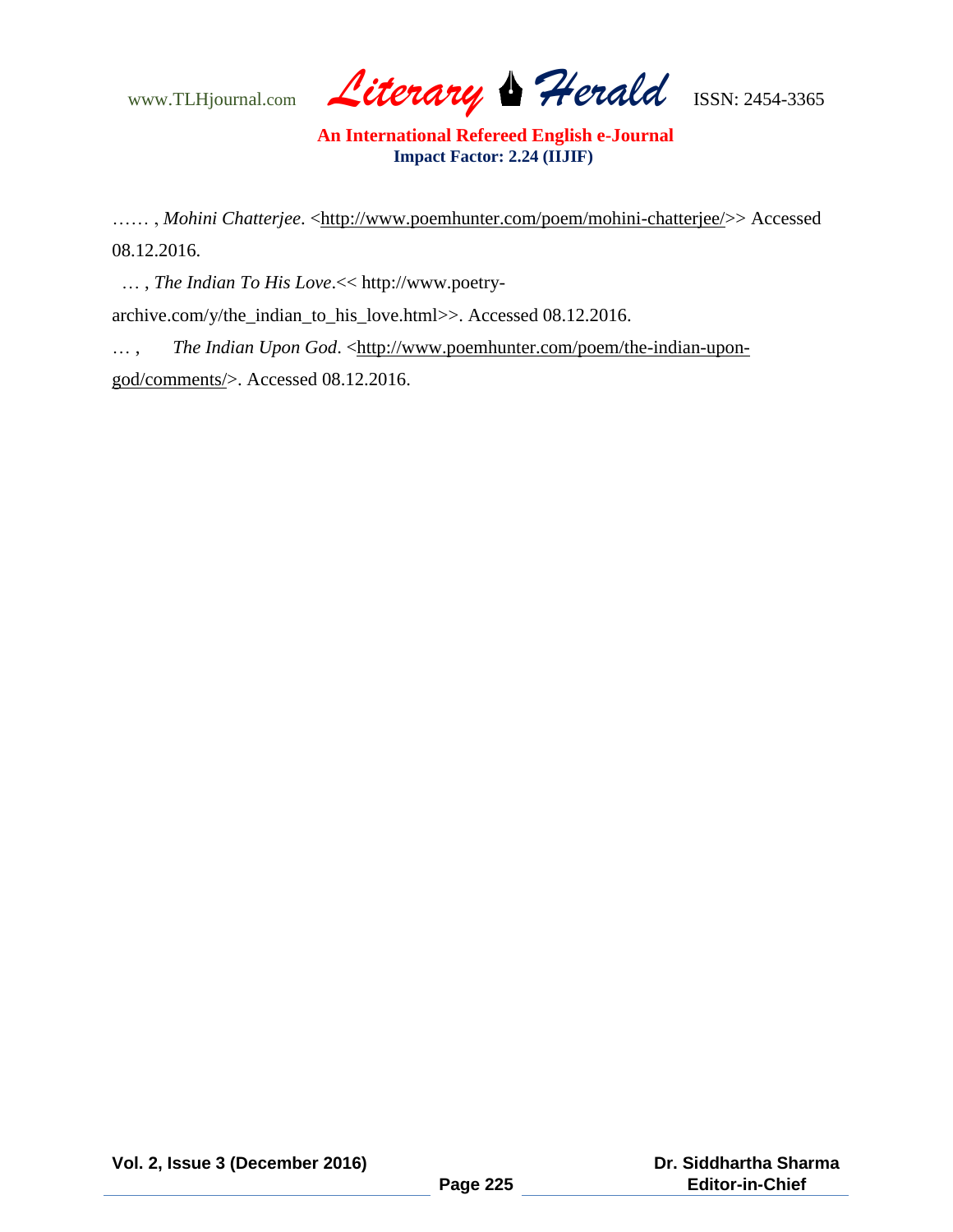…… , *Mohini Chatterjee*. <http://www.poemhunter.com/poem/mohini-chatterjee/>> Accessed 08.12.2016.

… , *The Indian To His Love*.<< http://www.poetry-archive.com/y/the_indian_to_his_love.html>>. Accessed 08.12.2016.

… , *The Indian Upon God*. <http://www.poemhunter.com/poem/the-indian-upon-god/comments/>. Accessed 08.12.2016.